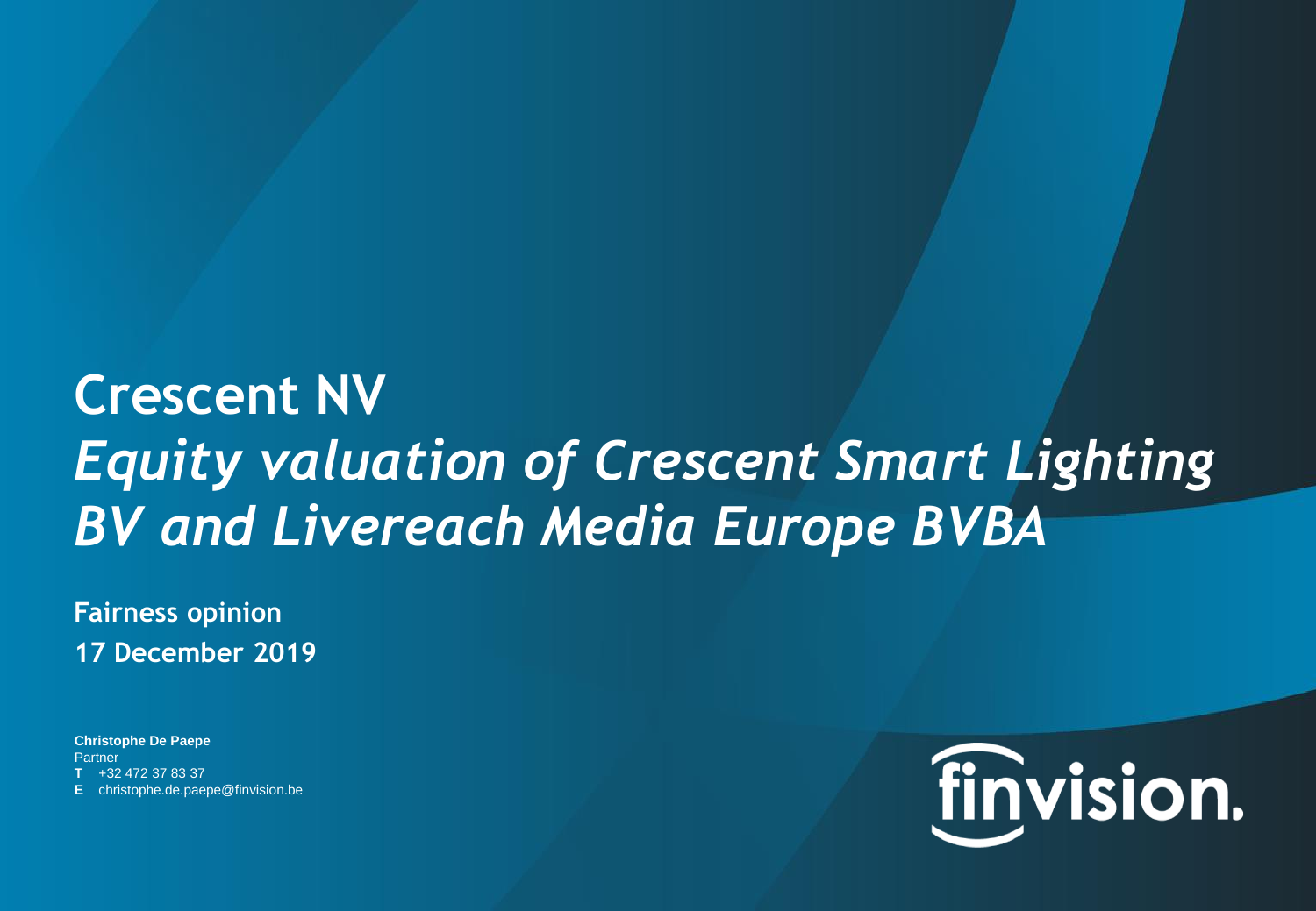# Crescent NV

## *Equity valuation of Crescent Smart Lighting BV and Livereach Media Europe BVBA*

**Fairness opinion**

**17 December 2019**

**Christophe De Paepe**
Partner
**T** +32 472 37 83 37
**E** christophe.de.paepe@finvision.be

finvision.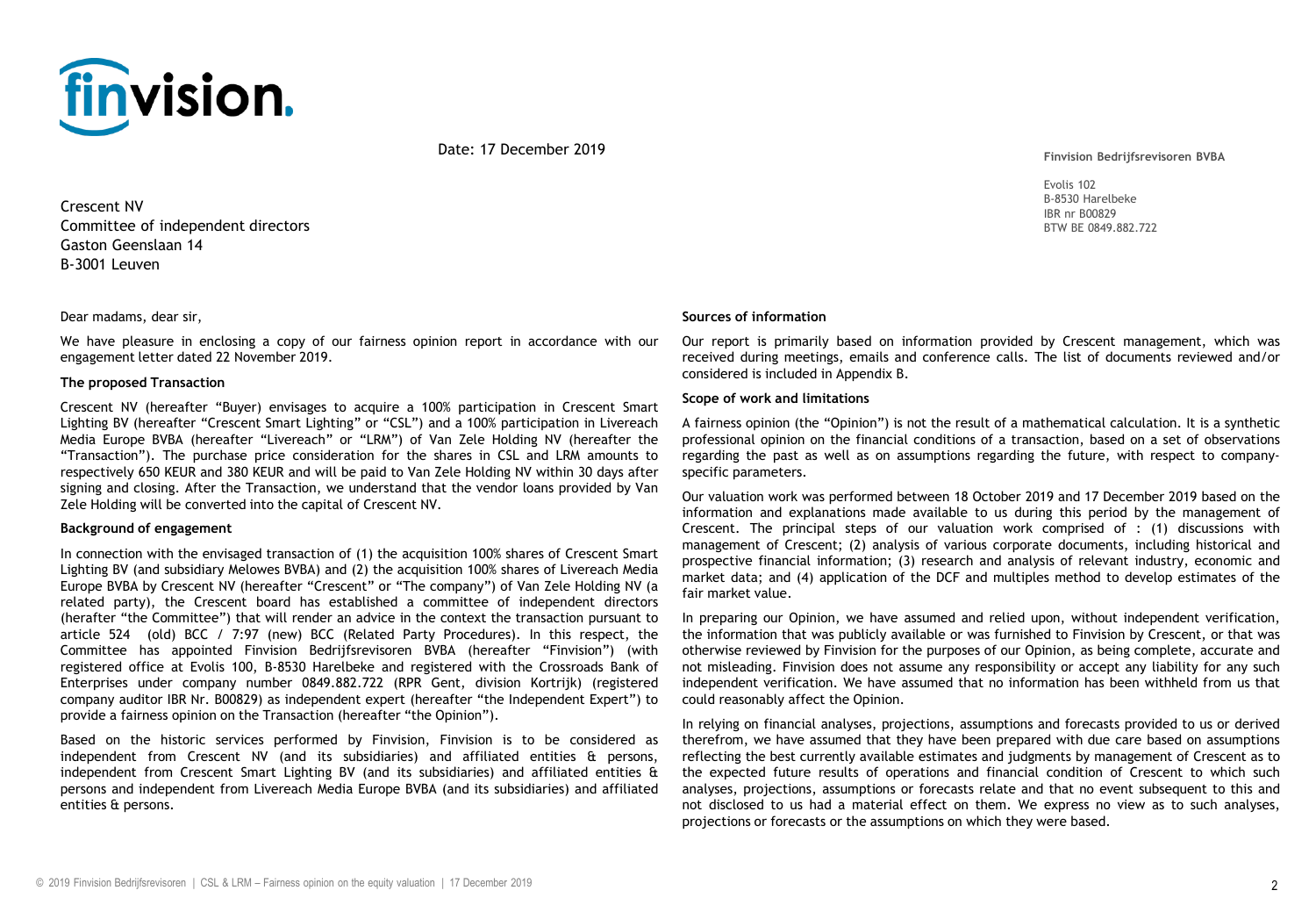Date: 17 December 2019

**Finvision Bedrijfsrevisoren BVBA**

Evolis 102
B-8530 Harelbeke
IBR nr B00829
BTW BE 0849.882.722

Crescent NV
Committee of independent directors
Gaston Geenslaan 14
B-3001 Leuven

Dear madams, dear sir,

We have pleasure in enclosing a copy of our fairness opinion report in accordance with our engagement letter dated 22 November 2019.

**The proposed Transaction**

Crescent NV (hereafter "Buyer") envisages to acquire a 100% participation in Crescent Smart Lighting BV (hereafter "Crescent Smart Lighting" or "CSL") and a 100% participation in Livereach Media Europe BVBA (hereafter "Livereach" or "LRM") of Van Zele Holding NV (hereafter the "Transaction"). The purchase price consideration for the shares in CSL and LRM amounts to respectively 650 KEUR and 380 KEUR and will be paid to Van Zele Holding NV within 30 days after signing and closing. After the Transaction, we understand that the vendor loans provided by Van Zele Holding will be converted into the capital of Crescent NV.

**Background of engagement**

In connection with the envisaged transaction of (1) the acquisition 100% shares of Crescent Smart Lighting BV (and subsidiary Melowes BVBA) and (2) the acquisition 100% shares of Livereach Media Europe BVBA by Crescent NV (hereafter "Crescent" or "The company") of Van Zele Holding NV (a related party), the Crescent board has established a committee of independent directors (herafter "the Committee") that will render an advice in the context the transaction pursuant to article 524 (old) BCC / 7:97 (new) BCC (Related Party Procedures). In this respect, the Committee has appointed Finvision Bedrijfsrevisoren BVBA (hereafter "Finvision") (with registered office at Evolis 100, B-8530 Harelbeke and registered with the Crossroads Bank of Enterprises under company number 0849.882.722 (RPR Gent, division Kortrijk) (registered company auditor IBR Nr. B00829) as independent expert (hereafter "the Independent Expert") to provide a fairness opinion on the Transaction (hereafter "the Opinion").

Based on the historic services performed by Finvision, Finvision is to be considered as independent from Crescent NV (and its subsidiaries) and affiliated entities & persons, independent from Crescent Smart Lighting BV (and its subsidiaries) and affiliated entities & persons and independent from Livereach Media Europe BVBA (and its subsidiaries) and affiliated entities & persons.

**Sources of information**

Our report is primarily based on information provided by Crescent management, which was received during meetings, emails and conference calls. The list of documents reviewed and/or considered is included in Appendix B.

**Scope of work and limitations**

A fairness opinion (the "Opinion") is not the result of a mathematical calculation. It is a synthetic professional opinion on the financial conditions of a transaction, based on a set of observations regarding the past as well as on assumptions regarding the future, with respect to company-specific parameters.

Our valuation work was performed between 18 October 2019 and 17 December 2019 based on the information and explanations made available to us during this period by the management of Crescent. The principal steps of our valuation work comprised of : (1) discussions with management of Crescent; (2) analysis of various corporate documents, including historical and prospective financial information; (3) research and analysis of relevant industry, economic and market data; and (4) application of the DCF and multiples method to develop estimates of the fair market value.

In preparing our Opinion, we have assumed and relied upon, without independent verification, the information that was publicly available or was furnished to Finvision by Crescent, or that was otherwise reviewed by Finvision for the purposes of our Opinion, as being complete, accurate and not misleading. Finvision does not assume any responsibility or accept any liability for any such independent verification. We have assumed that no information has been withheld from us that could reasonably affect the Opinion.

In relying on financial analyses, projections, assumptions and forecasts provided to us or derived therefrom, we have assumed that they have been prepared with due care based on assumptions reflecting the best currently available estimates and judgments by management of Crescent as to the expected future results of operations and financial condition of Crescent to which such analyses, projections, assumptions or forecasts relate and that no event subsequent to this and not disclosed to us had a material effect on them. We express no view as to such analyses, projections or forecasts or the assumptions on which they were based.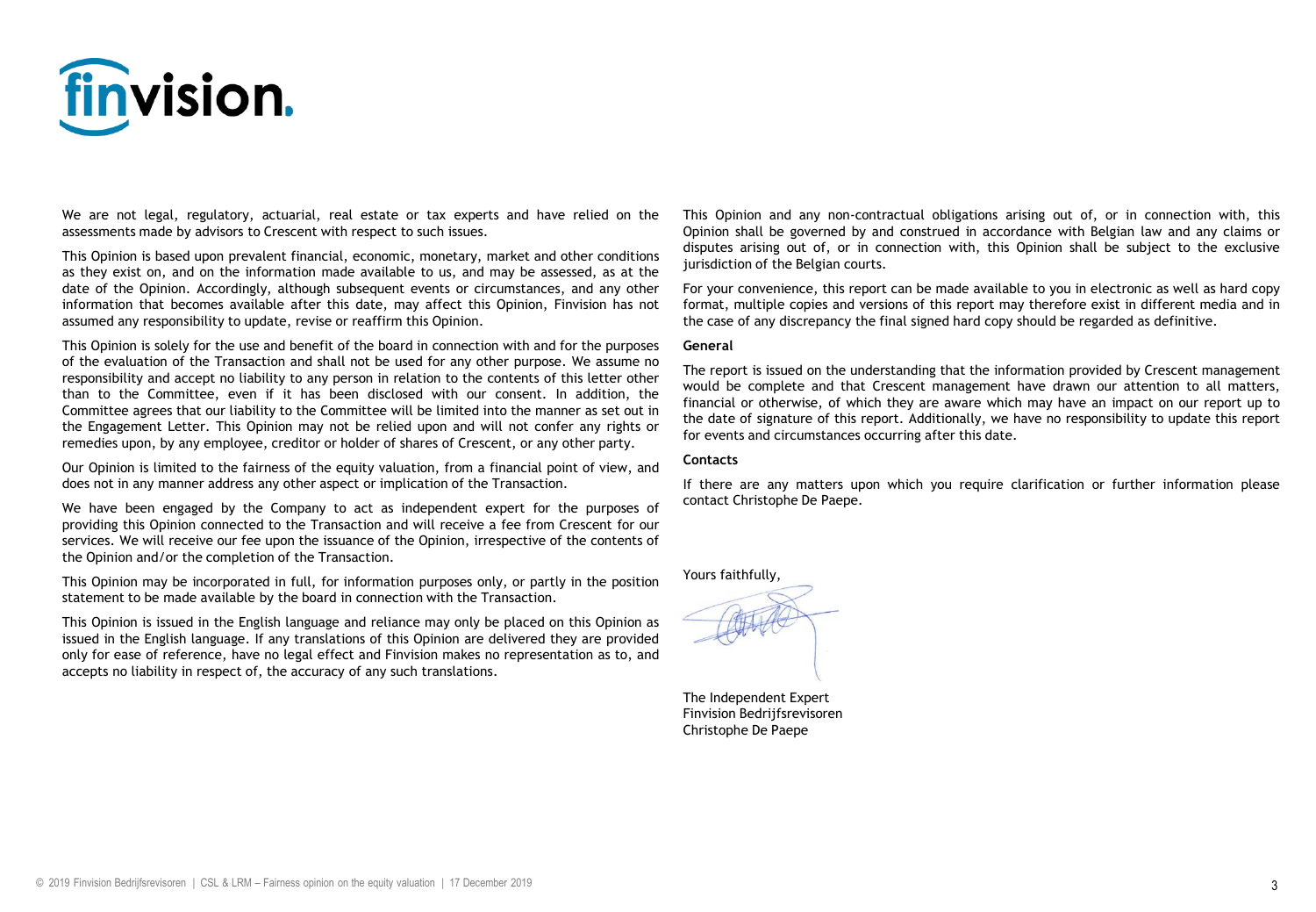We are not legal, regulatory, actuarial, real estate or tax experts and have relied on the assessments made by advisors to Crescent with respect to such issues.

This Opinion is based upon prevalent financial, economic, monetary, market and other conditions as they exist on, and on the information made available to us, and may be assessed, as at the date of the Opinion. Accordingly, although subsequent events or circumstances, and any other information that becomes available after this date, may affect this Opinion, Finvision has not assumed any responsibility to update, revise or reaffirm this Opinion.

This Opinion is solely for the use and benefit of the board in connection with and for the purposes of the evaluation of the Transaction and shall not be used for any other purpose. We assume no responsibility and accept no liability to any person in relation to the contents of this letter other than to the Committee, even if it has been disclosed with our consent. In addition, the Committee agrees that our liability to the Committee will be limited into the manner as set out in the Engagement Letter. This Opinion may not be relied upon and will not confer any rights or remedies upon, by any employee, creditor or holder of shares of Crescent, or any other party.

Our Opinion is limited to the fairness of the equity valuation, from a financial point of view, and does not in any manner address any other aspect or implication of the Transaction.

We have been engaged by the Company to act as independent expert for the purposes of providing this Opinion connected to the Transaction and will receive a fee from Crescent for our services. We will receive our fee upon the issuance of the Opinion, irrespective of the contents of the Opinion and/or the completion of the Transaction.

This Opinion may be incorporated in full, for information purposes only, or partly in the position statement to be made available by the board in connection with the Transaction.

This Opinion is issued in the English language and reliance may only be placed on this Opinion as issued in the English language. If any translations of this Opinion are delivered they are provided only for ease of reference, have no legal effect and Finvision makes no representation as to, and accepts no liability in respect of, the accuracy of any such translations.

This Opinion and any non-contractual obligations arising out of, or in connection with, this Opinion shall be governed by and construed in accordance with Belgian law and any claims or disputes arising out of, or in connection with, this Opinion shall be subject to the exclusive jurisdiction of the Belgian courts.

For your convenience, this report can be made available to you in electronic as well as hard copy format, multiple copies and versions of this report may therefore exist in different media and in the case of any discrepancy the final signed hard copy should be regarded as definitive.

**General**

The report is issued on the understanding that the information provided by Crescent management would be complete and that Crescent management have drawn our attention to all matters, financial or otherwise, of which they are aware which may have an impact on our report up to the date of signature of this report. Additionally, we have no responsibility to update this report for events and circumstances occurring after this date.

**Contacts**

If there are any matters upon which you require clarification or further information please contact Christophe De Paepe.

Yours faithfully,

The Independent Expert
Finvision Bedrijfsrevisoren
Christophe De Paepe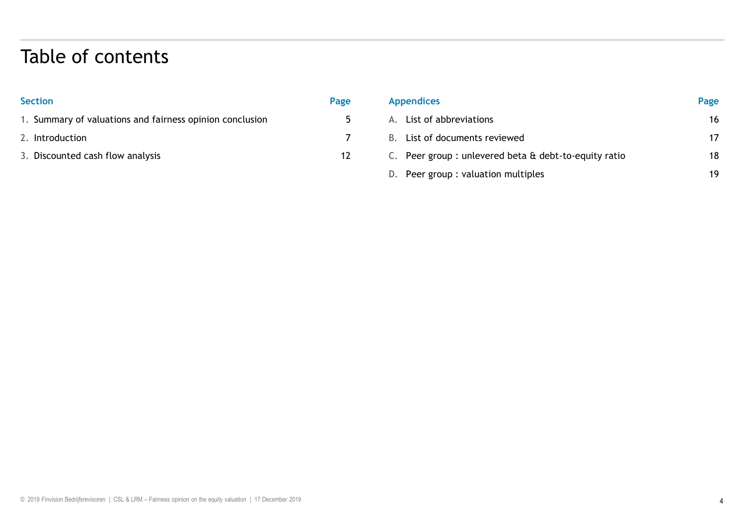# Table of contents

| Section | Page |
|---|---|
| 1. Summary of valuations and fairness opinion conclusion | 5 |
| 2. Introduction | 7 |
| 3. Discounted cash flow analysis | 12 |

| Appendices | Page |
|---|---|
| A. List of abbreviations | 16 |
| B. List of documents reviewed | 17 |
| C. Peer group : unlevered beta & debt-to-equity ratio | 18 |
| D. Peer group : valuation multiples | 19 |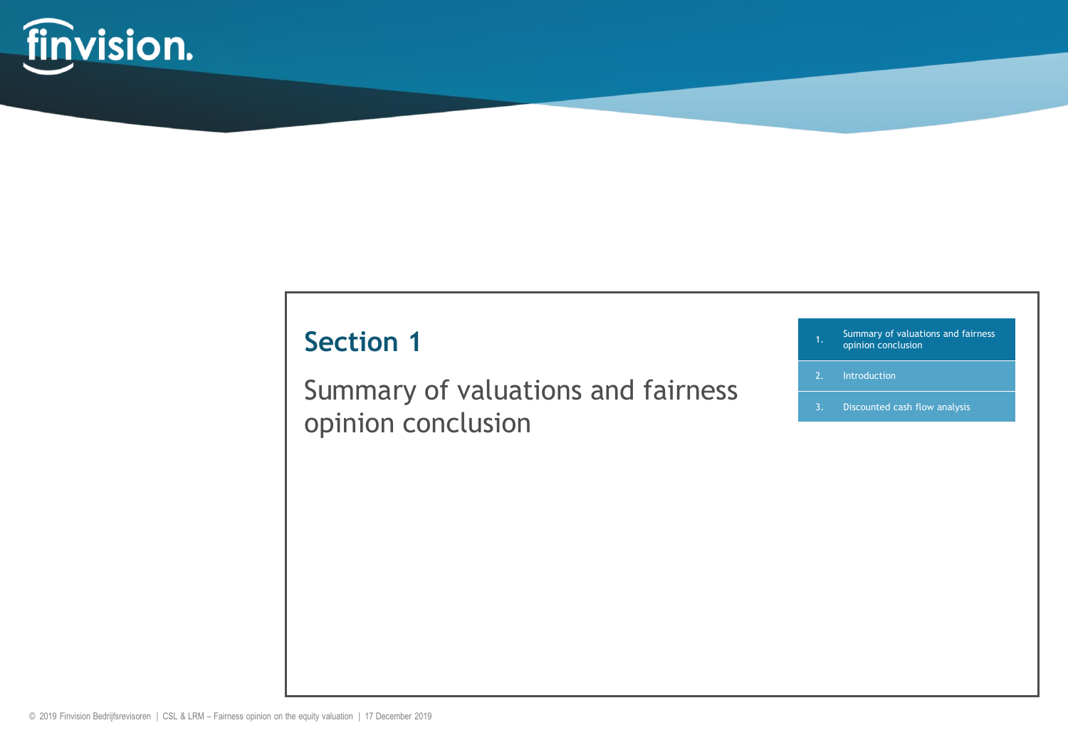# Section 1

## Summary of valuations and fairness opinion conclusion

1. Summary of valuations and fairness opinion conclusion
2. Introduction
3. Discounted cash flow analysis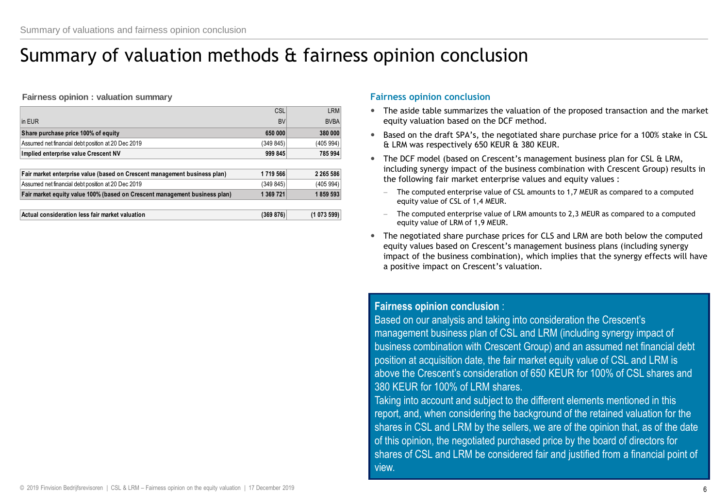# Summary of valuation methods & fairness opinion conclusion

**Fairness opinion : valuation summary**

| in EUR | CSL BV | LRM BVBA |
|---|---|---|
| **Share purchase price 100% of equity** | **650 000** | **380 000** |
| Assumed net financial debt position at 20 Dec 2019 | (349 845) | (405 994) |
| **Implied enterprise value Crescent NV** | **999 845** | **785 994** |
| | | |
| **Fair market enterprise value (based on Crescent management business plan)** | **1 719 566** | **2 265 586** |
| Assumed net financial debt position at 20 Dec 2019 | (349 845) | (405 994) |
| **Fair market equity value 100% (based on Crescent management business plan)** | **1 369 721** | **1 859 593** |
| | | |
| **Actual consideration less fair market valuation** | **(369 876)** | **(1 073 599)** |

## Fairness opinion conclusion

- The aside table summarizes the valuation of the proposed transaction and the market equity valuation based on the DCF method.
- Based on the draft SPA's, the negotiated share purchase price for a 100% stake in CSL & LRM was respectively 650 KEUR & 380 KEUR.
- The DCF model (based on Crescent's management business plan for CSL & LRM, including synergy impact of the business combination with Crescent Group) results in the following fair market enterprise values and equity values :
  - The computed enterprise value of CSL amounts to 1,7 MEUR as compared to a computed equity value of CSL of 1,4 MEUR.
  - The computed enterprise value of LRM amounts to 2,3 MEUR as compared to a computed equity value of LRM of 1,9 MEUR.
- The negotiated share purchase prices for CLS and LRM are both below the computed equity values based on Crescent's management business plans (including synergy impact of the business combination), which implies that the synergy effects will have a positive impact on Crescent's valuation.

**Fairness opinion conclusion** :

Based on our analysis and taking into consideration the Crescent's management business plan of CSL and LRM (including synergy impact of business combination with Crescent Group) and an assumed net financial debt position at acquisition date, the fair market equity value of CSL and LRM is above the Crescent's consideration of 650 KEUR for 100% of CSL shares and 380 KEUR for 100% of LRM shares.

Taking into account and subject to the different elements mentioned in this report, and, when considering the background of the retained valuation for the shares in CSL and LRM by the sellers, we are of the opinion that, as of the date of this opinion, the negotiated purchased price by the board of directors for shares of CSL and LRM be considered fair and justified from a financial point of view.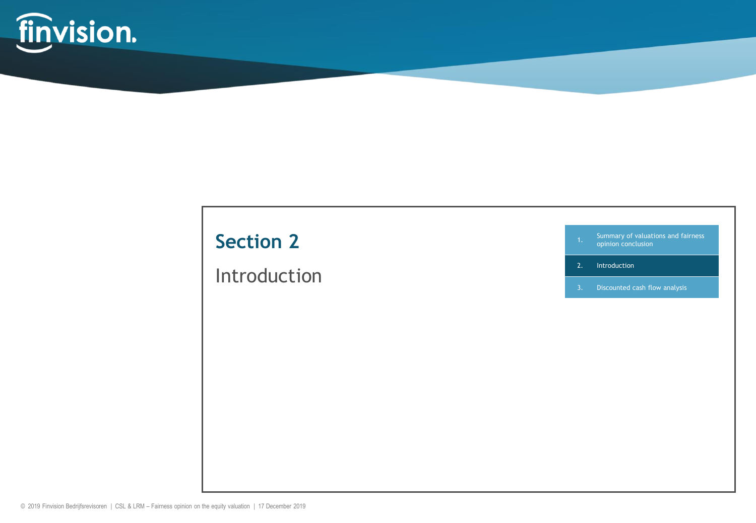# Section 2

## Introduction

1. Summary of valuations and fairness opinion conclusion
2. Introduction
3. Discounted cash flow analysis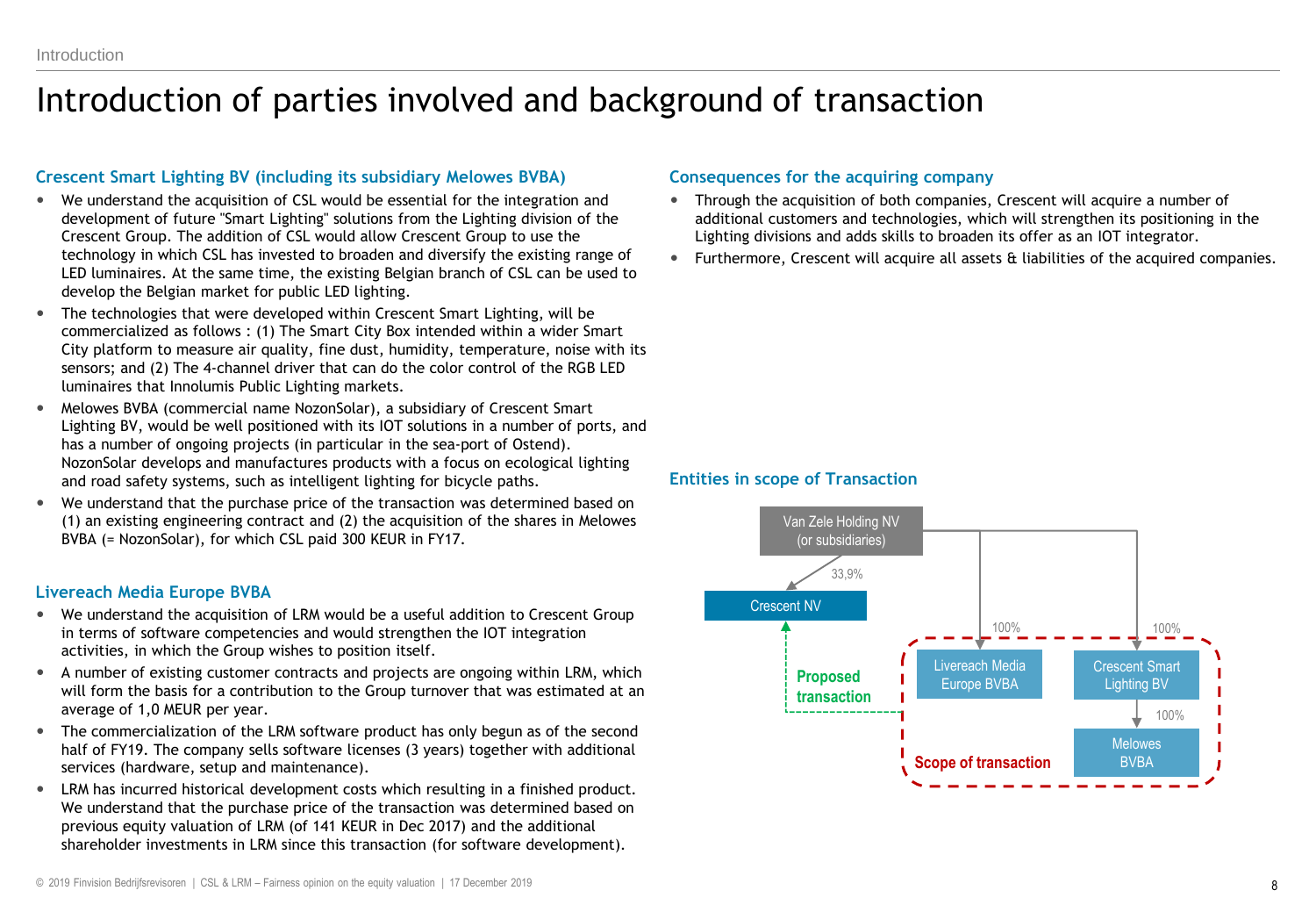# Introduction of parties involved and background of transaction

## Crescent Smart Lighting BV (including its subsidiary Melowes BVBA)

- We understand the acquisition of CSL would be essential for the integration and development of future "Smart Lighting" solutions from the Lighting division of the Crescent Group. The addition of CSL would allow Crescent Group to use the technology in which CSL has invested to broaden and diversify the existing range of LED luminaires. At the same time, the existing Belgian branch of CSL can be used to develop the Belgian market for public LED lighting.
- The technologies that were developed within Crescent Smart Lighting, will be commercialized as follows : (1) The Smart City Box intended within a wider Smart City platform to measure air quality, fine dust, humidity, temperature, noise with its sensors; and (2) The 4-channel driver that can do the color control of the RGB LED luminaires that Innolumis Public Lighting markets.
- Melowes BVBA (commercial name NozonSolar), a subsidiary of Crescent Smart Lighting BV, would be well positioned with its IOT solutions in a number of ports, and has a number of ongoing projects (in particular in the sea-port of Ostend). NozonSolar develops and manufactures products with a focus on ecological lighting and road safety systems, such as intelligent lighting for bicycle paths.
- We understand that the purchase price of the transaction was determined based on (1) an existing engineering contract and (2) the acquisition of the shares in Melowes BVBA (= NozonSolar), for which CSL paid 300 KEUR in FY17.

## Livereach Media Europe BVBA

- We understand the acquisition of LRM would be a useful addition to Crescent Group in terms of software competencies and would strengthen the IOT integration activities, in which the Group wishes to position itself.
- A number of existing customer contracts and projects are ongoing within LRM, which will form the basis for a contribution to the Group turnover that was estimated at an average of 1,0 MEUR per year.
- The commercialization of the LRM software product has only begun as of the second half of FY19. The company sells software licenses (3 years) together with additional services (hardware, setup and maintenance).
- LRM has incurred historical development costs which resulting in a finished product. We understand that the purchase price of the transaction was determined based on previous equity valuation of LRM (of 141 KEUR in Dec 2017) and the additional shareholder investments in LRM since this transaction (for software development).

## Consequences for the acquiring company

- Through the acquisition of both companies, Crescent will acquire a number of additional customers and technologies, which will strengthen its positioning in the Lighting divisions and adds skills to broaden its offer as an IOT integrator.
- Furthermore, Crescent will acquire all assets & liabilities of the acquired companies.

## Entities in scope of Transaction

Van Zele Holding NV (or subsidiaries)
- 33,9% → Crescent NV
- 100% → Livereach Media Europe BVBA
- 100% → Crescent Smart Lighting BV
  - 100% → Melowes BVBA

Proposed transaction: Livereach Media Europe BVBA, Crescent Smart Lighting BV and Melowes BVBA → Crescent NV

Scope of transaction: Livereach Media Europe BVBA, Crescent Smart Lighting BV, Melowes BVBA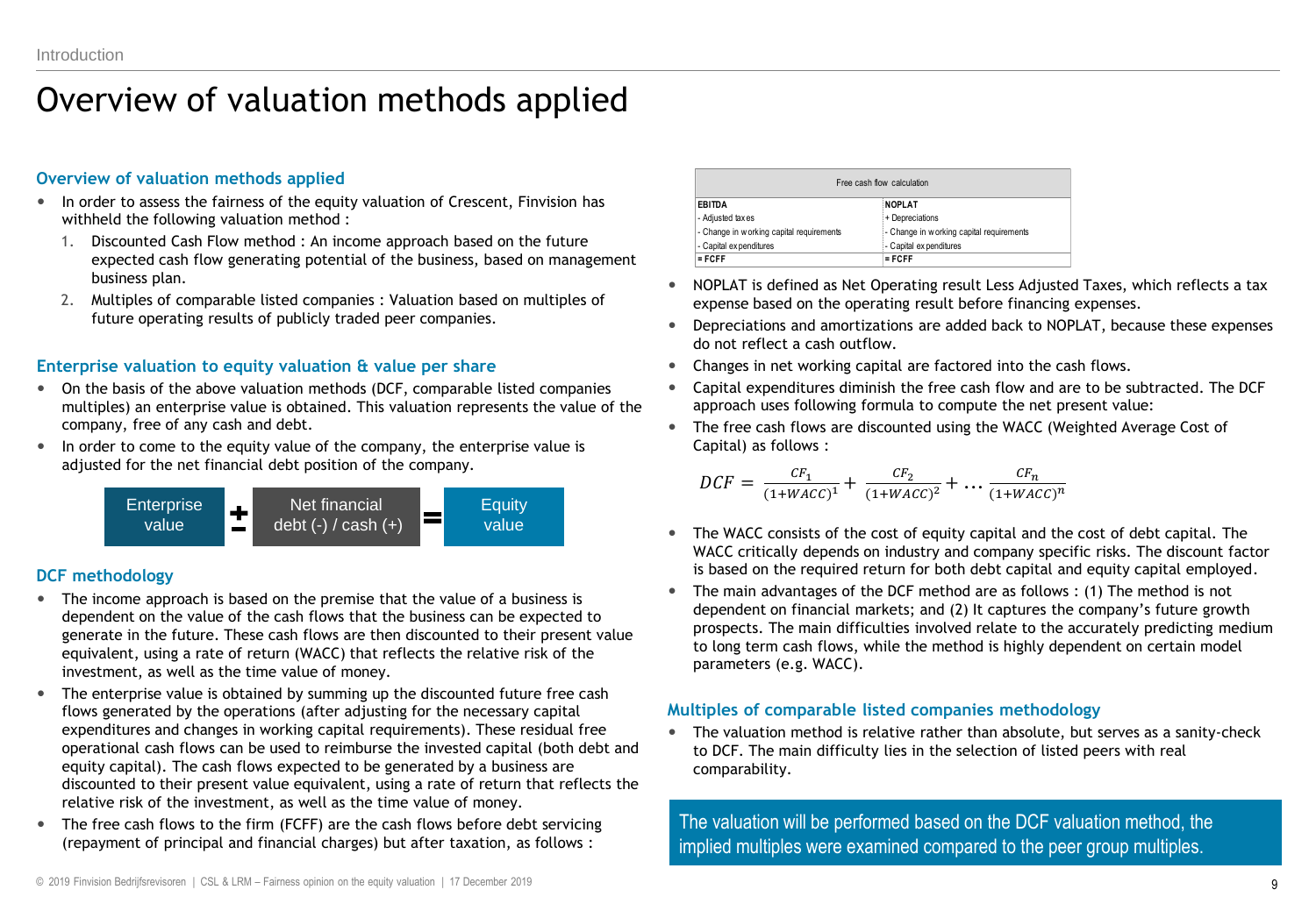# Overview of valuation methods applied

## Overview of valuation methods applied

- In order to assess the fairness of the equity valuation of Crescent, Finvision has withheld the following valuation method :
  1. Discounted Cash Flow method : An income approach based on the future expected cash flow generating potential of the business, based on management business plan.
  2. Multiples of comparable listed companies : Valuation based on multiples of future operating results of publicly traded peer companies.

## Enterprise valuation to equity valuation & value per share

- On the basis of the above valuation methods (DCF, comparable listed companies multiples) an enterprise value is obtained. This valuation represents the value of the company, free of any cash and debt.
- In order to come to the equity value of the company, the enterprise value is adjusted for the net financial debt position of the company.

Enterprise value ± Net financial debt (-) / cash (+) = Equity value

## DCF methodology

- The income approach is based on the premise that the value of a business is dependent on the value of the cash flows that the business can be expected to generate in the future. These cash flows are then discounted to their present value equivalent, using a rate of return (WACC) that reflects the relative risk of the investment, as well as the time value of money.
- The enterprise value is obtained by summing up the discounted future free cash flows generated by the operations (after adjusting for the necessary capital expenditures and changes in working capital requirements). These residual free operational cash flows can be used to reimburse the invested capital (both debt and equity capital). The cash flows expected to be generated by a business are discounted to their present value equivalent, using a rate of return that reflects the relative risk of the investment, as well as the time value of money.
- The free cash flows to the firm (FCFF) are the cash flows before debt servicing (repayment of principal and financial charges) but after taxation, as follows :

| Free cash flow calculation | |
|---|---|
| **EBITDA** | **NOPLAT** |
| - Adjusted taxes | + Depreciations |
| - Change in working capital requirements | - Change in working capital requirements |
| - Capital expenditures | - Capital expenditures |
| **= FCFF** | **= FCFF** |

- NOPLAT is defined as Net Operating result Less Adjusted Taxes, which reflects a tax expense based on the operating result before financing expenses.
- Depreciations and amortizations are added back to NOPLAT, because these expenses do not reflect a cash outflow.
- Changes in net working capital are factored into the cash flows.
- Capital expenditures diminish the free cash flow and are to be subtracted. The DCF approach uses following formula to compute the net present value:
- The free cash flows are discounted using the WACC (Weighted Average Cost of Capital) as follows :

$$DCF = \frac{CF_1}{(1+WACC)^1} + \frac{CF_2}{(1+WACC)^2} + \dots \frac{CF_n}{(1+WACC)^n}$$

- The WACC consists of the cost of equity capital and the cost of debt capital. The WACC critically depends on industry and company specific risks. The discount factor is based on the required return for both debt capital and equity capital employed.
- The main advantages of the DCF method are as follows : (1) The method is not dependent on financial markets; and (2) It captures the company's future growth prospects. The main difficulties involved relate to the accurately predicting medium to long term cash flows, while the method is highly dependent on certain model parameters (e.g. WACC).

## Multiples of comparable listed companies methodology

- The valuation method is relative rather than absolute, but serves as a sanity-check to DCF. The main difficulty lies in the selection of listed peers with real comparability.

The valuation will be performed based on the DCF valuation method, the implied multiples were examined compared to the peer group multiples.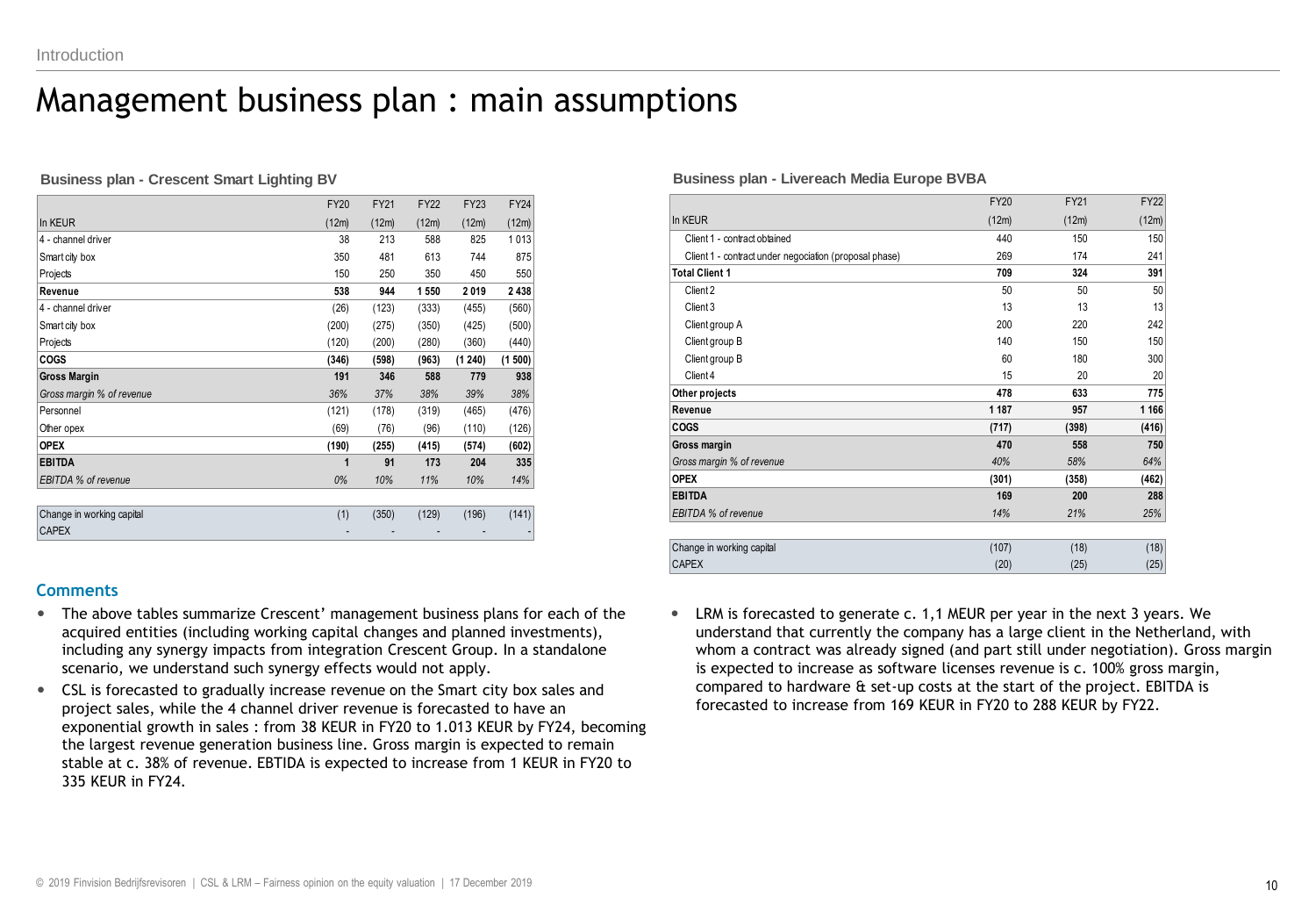# Management business plan : main assumptions

**Business plan - Crescent Smart Lighting BV**

| In KEUR | FY20 (12m) | FY21 (12m) | FY22 (12m) | FY23 (12m) | FY24 (12m) |
|---|---|---|---|---|---|
| 4 - channel driver | 38 | 213 | 588 | 825 | 1 013 |
| Smart city box | 350 | 481 | 613 | 744 | 875 |
| Projects | 150 | 250 | 350 | 450 | 550 |
| **Revenue** | **538** | **944** | **1 550** | **2 019** | **2 438** |
| 4 - channel driver | (26) | (123) | (333) | (455) | (560) |
| Smart city box | (200) | (275) | (350) | (425) | (500) |
| Projects | (120) | (200) | (280) | (360) | (440) |
| **COGS** | **(346)** | **(598)** | **(963)** | **(1 240)** | **(1 500)** |
| **Gross Margin** | **191** | **346** | **588** | **779** | **938** |
| *Gross margin % of revenue* | *36%* | *37%* | *38%* | *39%* | *38%* |
| Personnel | (121) | (178) | (319) | (465) | (476) |
| Other opex | (69) | (76) | (96) | (110) | (126) |
| **OPEX** | **(190)** | **(255)** | **(415)** | **(574)** | **(602)** |
| **EBITDA** | **1** | **91** | **173** | **204** | **335** |
| *EBITDA % of revenue* | *0%* | *10%* | *11%* | *10%* | *14%* |
| | | | | | |
| Change in working capital | (1) | (350) | (129) | (196) | (141) |
| CAPEX | - | - | - | - | - |

**Business plan - Livereach Media Europe BVBA**

| In KEUR | FY20 (12m) | FY21 (12m) | FY22 (12m) |
|---|---|---|---|
| Client 1 - contract obtained | 440 | 150 | 150 |
| Client 1 - contract under negociation (proposal phase) | 269 | 174 | 241 |
| **Total Client 1** | **709** | **324** | **391** |
| Client 2 | 50 | 50 | 50 |
| Client 3 | 13 | 13 | 13 |
| Client group A | 200 | 220 | 242 |
| Client group B | 140 | 150 | 150 |
| Client group B | 60 | 180 | 300 |
| Client 4 | 15 | 20 | 20 |
| **Other projects** | **478** | **633** | **775** |
| **Revenue** | **1 187** | **957** | **1 166** |
| **COGS** | **(717)** | **(398)** | **(416)** |
| **Gross margin** | **470** | **558** | **750** |
| *Gross margin % of revenue* | *40%* | *58%* | *64%* |
| **OPEX** | **(301)** | **(358)** | **(462)** |
| **EBITDA** | **169** | **200** | **288** |
| *EBITDA % of revenue* | *14%* | *21%* | *25%* |
| | | | |
| Change in working capital | (107) | (18) | (18) |
| CAPEX | (20) | (25) | (25) |

## Comments

- The above tables summarize Crescent' management business plans for each of the acquired entities (including working capital changes and planned investments), including any synergy impacts from integration Crescent Group. In a standalone scenario, we understand such synergy effects would not apply.
- CSL is forecasted to gradually increase revenue on the Smart city box sales and project sales, while the 4 channel driver revenue is forecasted to have an exponential growth in sales : from 38 KEUR in FY20 to 1.013 KEUR by FY24, becoming the largest revenue generation business line. Gross margin is expected to remain stable at c. 38% of revenue. EBTIDA is expected to increase from 1 KEUR in FY20 to 335 KEUR in FY24.
- LRM is forecasted to generate c. 1,1 MEUR per year in the next 3 years. We understand that currently the company has a large client in the Netherland, with whom a contract was already signed (and part still under negotiation). Gross margin is expected to increase as software licenses revenue is c. 100% gross margin, compared to hardware & set-up costs at the start of the project. EBITDA is forecasted to increase from 169 KEUR in FY20 to 288 KEUR by FY22.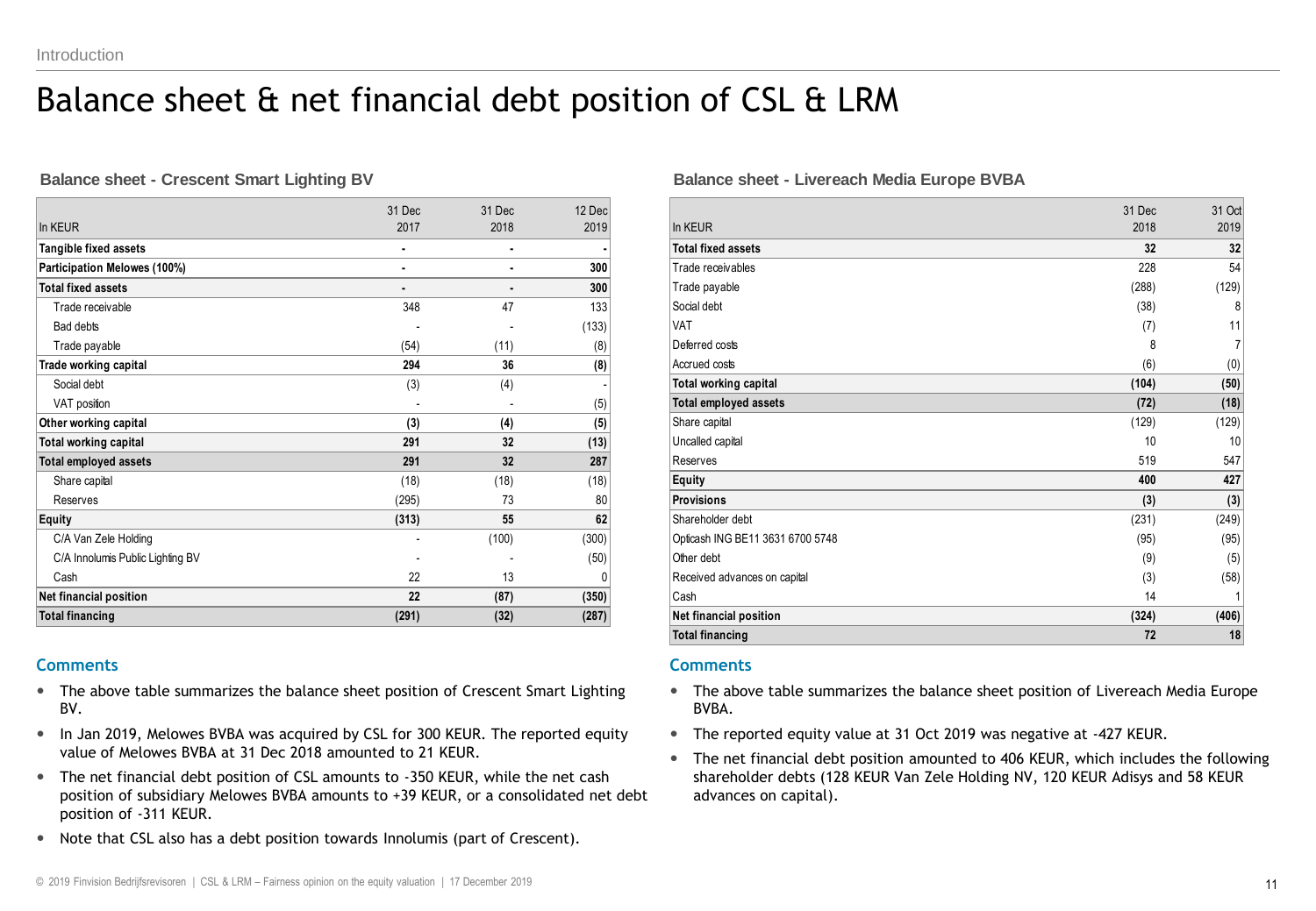# Balance sheet & net financial debt position of CSL & LRM

### Balance sheet - Crescent Smart Lighting BV

| In KEUR | 31 Dec 2017 | 31 Dec 2018 | 12 Dec 2019 |
|---|---|---|---|
| **Tangible fixed assets** | **-** | **-** | **-** |
| **Participation Melowes (100%)** | **-** | **-** | **300** |
| **Total fixed assets** | **-** | **-** | **300** |
| Trade receivable | 348 | 47 | 133 |
| Bad debts | - | - | (133) |
| Trade payable | (54) | (11) | (8) |
| **Trade working capital** | **294** | **36** | **(8)** |
| Social debt | (3) | (4) | - |
| VAT position | - | - | (5) |
| **Other working capital** | **(3)** | **(4)** | **(5)** |
| **Total working capital** | **291** | **32** | **(13)** |
| **Total employed assets** | **291** | **32** | **287** |
| Share capital | (18) | (18) | (18) |
| Reserves | (295) | 73 | 80 |
| **Equity** | **(313)** | **55** | **62** |
| C/A Van Zele Holding | - | (100) | (300) |
| C/A Innolumis Public Lighting BV | - | - | (50) |
| Cash | 22 | 13 | 0 |
| **Net financial position** | **22** | **(87)** | **(350)** |
| **Total financing** | **(291)** | **(32)** | **(287)** |

### Comments

- The above table summarizes the balance sheet position of Crescent Smart Lighting BV.
- In Jan 2019, Melowes BVBA was acquired by CSL for 300 KEUR. The reported equity value of Melowes BVBA at 31 Dec 2018 amounted to 21 KEUR.
- The net financial debt position of CSL amounts to -350 KEUR, while the net cash position of subsidiary Melowes BVBA amounts to +39 KEUR, or a consolidated net debt position of -311 KEUR.
- Note that CSL also has a debt position towards Innolumis (part of Crescent).

### Balance sheet - Livereach Media Europe BVBA

| In KEUR | 31 Dec 2018 | 31 Oct 2019 |
|---|---|---|
| **Total fixed assets** | **32** | **32** |
| Trade receivables | 228 | 54 |
| Trade payable | (288) | (129) |
| Social debt | (38) | 8 |
| VAT | (7) | 11 |
| Deferred costs | 8 | 7 |
| Accrued costs | (6) | (0) |
| **Total working capital** | **(104)** | **(50)** |
| **Total employed assets** | **(72)** | **(18)** |
| Share capital | (129) | (129) |
| Uncalled capital | 10 | 10 |
| Reserves | 519 | 547 |
| **Equity** | **400** | **427** |
| **Provisions** | **(3)** | **(3)** |
| Shareholder debt | (231) | (249) |
| Opticash ING BE11 3631 6700 5748 | (95) | (95) |
| Other debt | (9) | (5) |
| Received advances on capital | (3) | (58) |
| Cash | 14 | 1 |
| **Net financial position** | **(324)** | **(406)** |
| **Total financing** | **72** | **18** |

### Comments

- The above table summarizes the balance sheet position of Livereach Media Europe BVBA.
- The reported equity value at 31 Oct 2019 was negative at -427 KEUR.
- The net financial debt position amounted to 406 KEUR, which includes the following shareholder debts (128 KEUR Van Zele Holding NV, 120 KEUR Adisys and 58 KEUR advances on capital).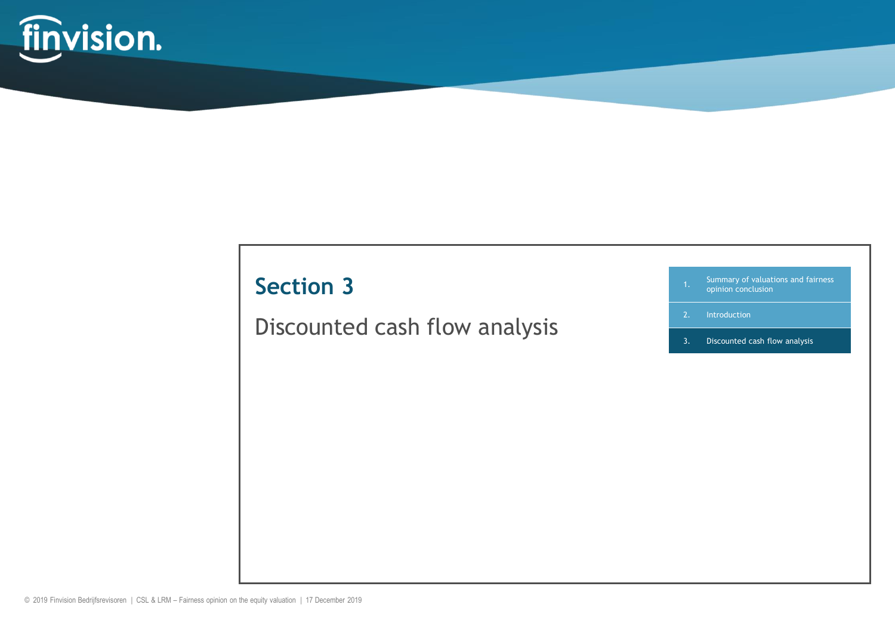# Section 3

## Discounted cash flow analysis

1. Summary of valuations and fairness opinion conclusion
2. Introduction
3. Discounted cash flow analysis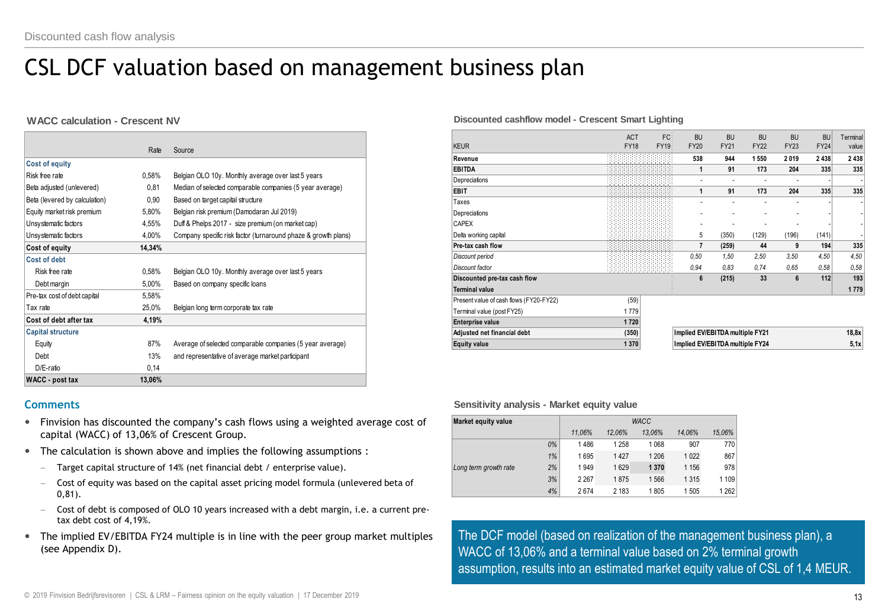Discounted cash flow analysis

# CSL DCF valuation based on management business plan

### WACC calculation - Crescent NV

| | Rate | Source |
|---|---|---|
| **Cost of equity** | | |
| Risk free rate | 0,58% | Belgian OLO 10y. Monthly average over last 5 years |
| Beta adjusted (unlevered) | 0,81 | Median of selected comparable companies (5 year average) |
| Beta (levered by calculation) | 0,90 | Based on target capital structure |
| Equity market risk premium | 5,80% | Belgian risk premium (Damodaran Jul 2019) |
| Unsystematic factors | 4,55% | Duff & Phelps 2017 - size premium (on market cap) |
| Unsystematic factors | 4,00% | Company specific risk factor (turnaround phaze & growth plans) |
| **Cost of equity** | **14,34%** | |
| **Cost of debt** | | |
| Risk free rate | 0,58% | Belgian OLO 10y. Monthly average over last 5 years |
| Debt margin | 5,00% | Based on company specific loans |
| Pre-tax cost of debt capital | 5,58% | |
| Tax rate | 25,0% | Belgian long term corporate tax rate |
| **Cost of debt after tax** | **4,19%** | |
| **Capital structure** | | |
| Equity | 87% | Average of selected comparable companies (5 year average) |
| Debt | 13% | and representative of average market participant |
| D/E-ratio | 0,14 | |
| **WACC - post tax** | **13,06%** | |

### Discounted cashflow model - Crescent Smart Lighting

| KEUR | ACT FY18 | FC FY19 | BU FY20 | BU FY21 | BU FY22 | BU FY23 | BU FY24 | Terminal value |
|---|---|---|---|---|---|---|---|---|
| **Revenue** | | | **538** | **944** | **1 550** | **2 019** | **2 438** | **2 438** |
| **EBITDA** | | | **1** | **91** | **173** | **204** | **335** | **335** |
| Depreciations | | | - | - | - | - | - | - |
| **EBIT** | | | **1** | **91** | **173** | **204** | **335** | **335** |
| Taxes | | | - | - | - | - | - | - |
| Depreciations | | | - | - | - | - | - | - |
| CAPEX | | | - | - | - | - | - | - |
| Delta working capital | | | 5 | (350) | (129) | (196) | (141) | - |
| **Pre-tax cash flow** | | | **7** | **(259)** | **44** | **9** | **194** | **335** |
| *Discount period* | | | *0,50* | *1,50* | *2,50* | *3,50* | *4,50* | *4,50* |
| *Discount factor* | | | *0,94* | *0,83* | *0,74* | *0,65* | *0,58* | *0,58* |
| **Discounted pre-tax cash flow** | | | **6** | **(215)** | **33** | **6** | **112** | **193** |
| **Terminal value** | | | | | | | | **1 779** |

| | |
|---|---|
| Present value of cash flows (FY20-FY22) | (59) |
| Terminal value (post FY25) | 1 779 |
| **Enterprise value** | **1 720** |
| **Adjusted net financial debt** | **(350)** |
| **Equity value** | **1 370** |

| | |
|---|---|
| **Implied EV/EBITDA multiple FY21** | **18,8x** |
| **Implied EV/EBITDA multiple FY24** | **5,1x** |

## Comments

- Finvision has discounted the company's cash flows using a weighted average cost of capital (WACC) of 13,06% of Crescent Group.
- The calculation is shown above and implies the following assumptions :
  - Target capital structure of 14% (net financial debt / enterprise value).
  - Cost of equity was based on the capital asset pricing model formula (unlevered beta of 0,81).
  - Cost of debt is composed of OLO 10 years increased with a debt margin, i.e. a current pre-tax debt cost of 4,19%.
- The implied EV/EBITDA FY24 multiple is in line with the peer group market multiples (see Appendix D).

### Sensitivity analysis - Market equity value

| **Market equity value** | | *WACC* | | | | |
|---|---|---|---|---|---|---|
| | | *11,06%* | *12,06%* | *13,06%* | *14,06%* | *15,06%* |
| *Long term growth rate* | *0%* | 1 486 | 1 258 | 1 068 | 907 | 770 |
| | *1%* | 1 695 | 1 427 | 1 206 | 1 022 | 867 |
| | *2%* | 1 949 | 1 629 | **1 370** | 1 156 | 978 |
| | *3%* | 2 267 | 1 875 | 1 566 | 1 315 | 1 109 |
| | *4%* | 2 674 | 2 183 | 1 805 | 1 505 | 1 262 |

The DCF model (based on realization of the management business plan), a WACC of 13,06% and a terminal value based on 2% terminal growth assumption, results into an estimated market equity value of CSL of 1,4 MEUR.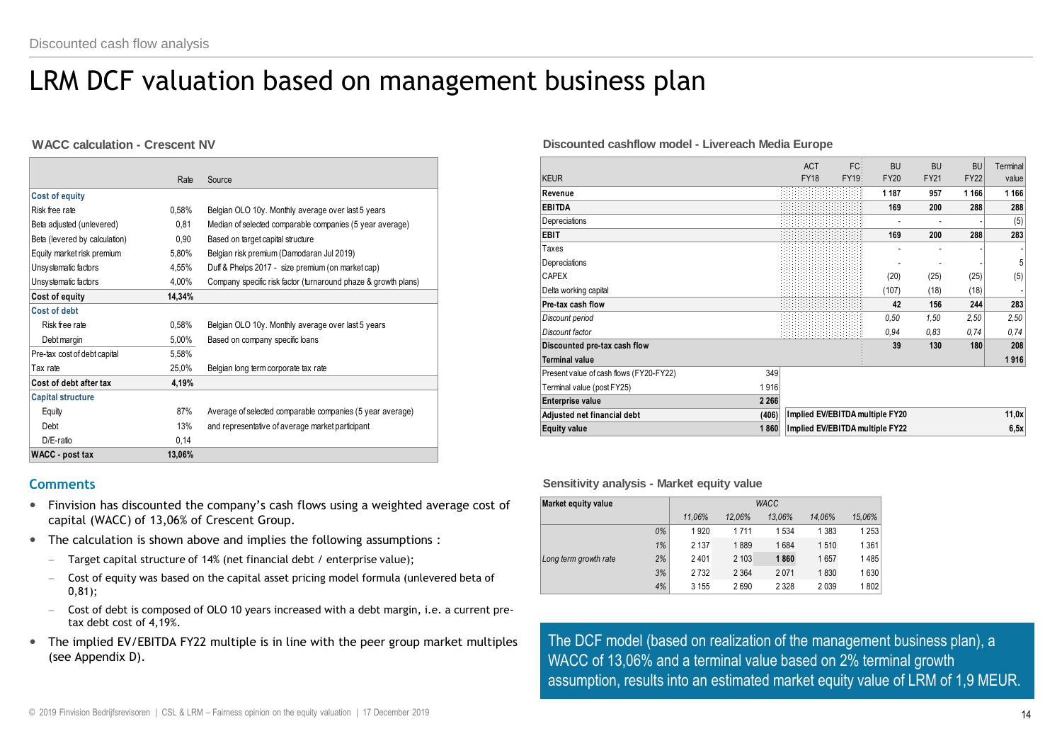# LRM DCF valuation based on management business plan

### WACC calculation - Crescent NV

| | Rate | Source |
|---|---|---|
| **Cost of equity** | | |
| Risk free rate | 0,58% | Belgian OLO 10y. Monthly average over last 5 years |
| Beta adjusted (unlevered) | 0,81 | Median of selected comparable companies (5 year average) |
| Beta (levered by calculation) | 0,90 | Based on target capital structure |
| Equity market risk premium | 5,80% | Belgian risk premium (Damodaran Jul 2019) |
| Unsystematic factors | 4,55% | Duff & Phelps 2017 - size premium (on market cap) |
| Unsystematic factors | 4,00% | Company specific risk factor (turnaround phaze & growth plans) |
| **Cost of equity** | **14,34%** | |
| **Cost of debt** | | |
| Risk free rate | 0,58% | Belgian OLO 10y. Monthly average over last 5 years |
| Debt margin | 5,00% | Based on company specific loans |
| Pre-tax cost of debt capital | 5,58% | |
| Tax rate | 25,0% | Belgian long term corporate tax rate |
| **Cost of debt after tax** | **4,19%** | |
| **Capital structure** | | |
| Equity | 87% | Average of selected comparable companies (5 year average) |
| Debt | 13% | and representative of average market participant |
| D/E-ratio | 0,14 | |
| **WACC - post tax** | **13,06%** | |

### Discounted cashflow model - Livereach Media Europe

| KEUR | ACT FY18 | FC FY19 | BU FY20 | BU FY21 | BU FY22 | Terminal value |
|---|---|---|---|---|---|---|
| **Revenue** | | | **1 187** | **957** | **1 166** | **1 166** |
| **EBITDA** | | | **169** | **200** | **288** | **288** |
| Depreciations | | | - | - | - | (5) |
| **EBIT** | | | **169** | **200** | **288** | **283** |
| Taxes | | | - | - | - | - |
| Depreciations | | | - | - | - | 5 |
| CAPEX | | | (20) | (25) | (25) | (5) |
| Delta working capital | | | (107) | (18) | (18) | - |
| **Pre-tax cash flow** | | | **42** | **156** | **244** | **283** |
| *Discount period* | | | *0,50* | *1,50* | *2,50* | *2,50* |
| *Discount factor* | | | *0,94* | *0,83* | *0,74* | *0,74* |
| **Discounted pre-tax cash flow** | | | **39** | **130** | **180** | **208** |
| **Terminal value** | | | | | | **1 916** |

| | |
|---|---|
| Present value of cash flows (FY20-FY22) | 349 |
| Terminal value (post FY25) | 1 916 |
| **Enterprise value** | **2 266** |
| **Adjusted net financial debt** | **(406)** |
| **Equity value** | **1 860** |

| | |
|---|---|
| **Implied EV/EBITDA multiple FY20** | **11,0x** |
| **Implied EV/EBITDA multiple FY22** | **6,5x** |

## Comments

- Finvision has discounted the company's cash flows using a weighted average cost of capital (WACC) of 13,06% of Crescent Group.
- The calculation is shown above and implies the following assumptions :
  - Target capital structure of 14% (net financial debt / enterprise value);
  - Cost of equity was based on the capital asset pricing model formula (unlevered beta of 0,81);
  - Cost of debt is composed of OLO 10 years increased with a debt margin, i.e. a current pre-tax debt cost of 4,19%.
- The implied EV/EBITDA FY22 multiple is in line with the peer group market multiples (see Appendix D).

### Sensitivity analysis - Market equity value

| **Market equity value** | | *WACC* | | | | |
|---|---|---|---|---|---|---|
| | | *11,06%* | *12,06%* | *13,06%* | *14,06%* | *15,06%* |
| *Long term growth rate* | *0%* | 1 920 | 1 711 | 1 534 | 1 383 | 1 253 |
| | *1%* | 2 137 | 1 889 | 1 684 | 1 510 | 1 361 |
| | *2%* | 2 401 | 2 103 | **1 860** | 1 657 | 1 485 |
| | *3%* | 2 732 | 2 364 | 2 071 | 1 830 | 1 630 |
| | *4%* | 3 155 | 2 690 | 2 328 | 2 039 | 1 802 |

The DCF model (based on realization of the management business plan), a WACC of 13,06% and a terminal value based on 2% terminal growth assumption, results into an estimated market equity value of LRM of 1,9 MEUR.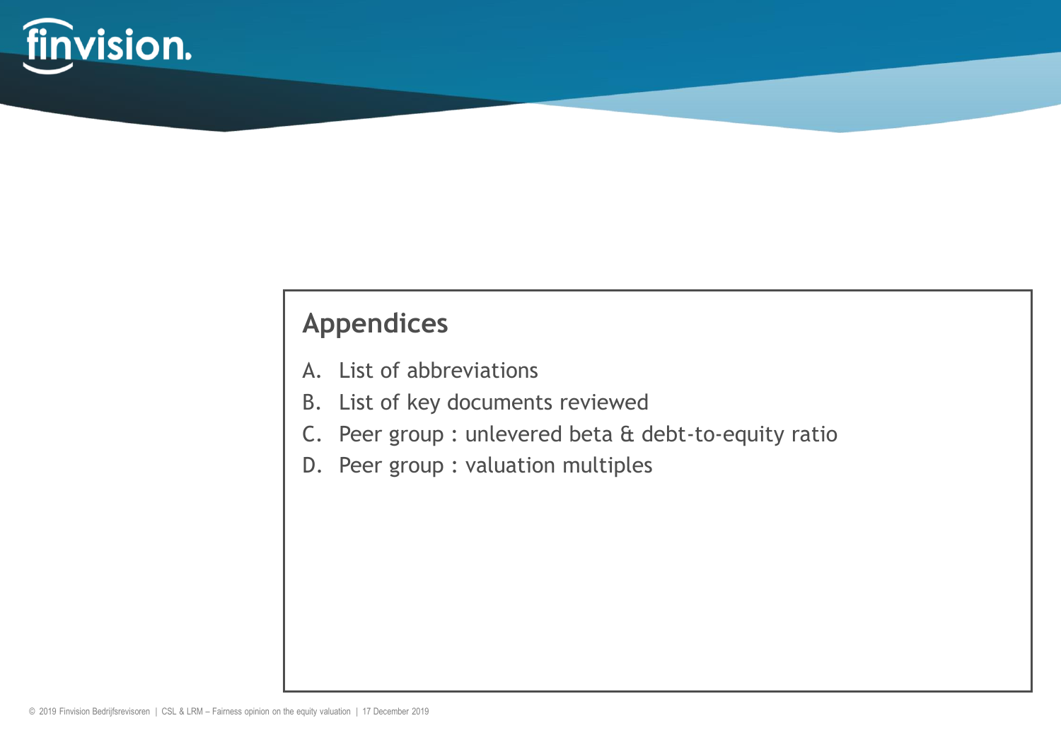## Appendices

A. List of abbreviations
B. List of key documents reviewed
C. Peer group : unlevered beta & debt-to-equity ratio
D. Peer group : valuation multiples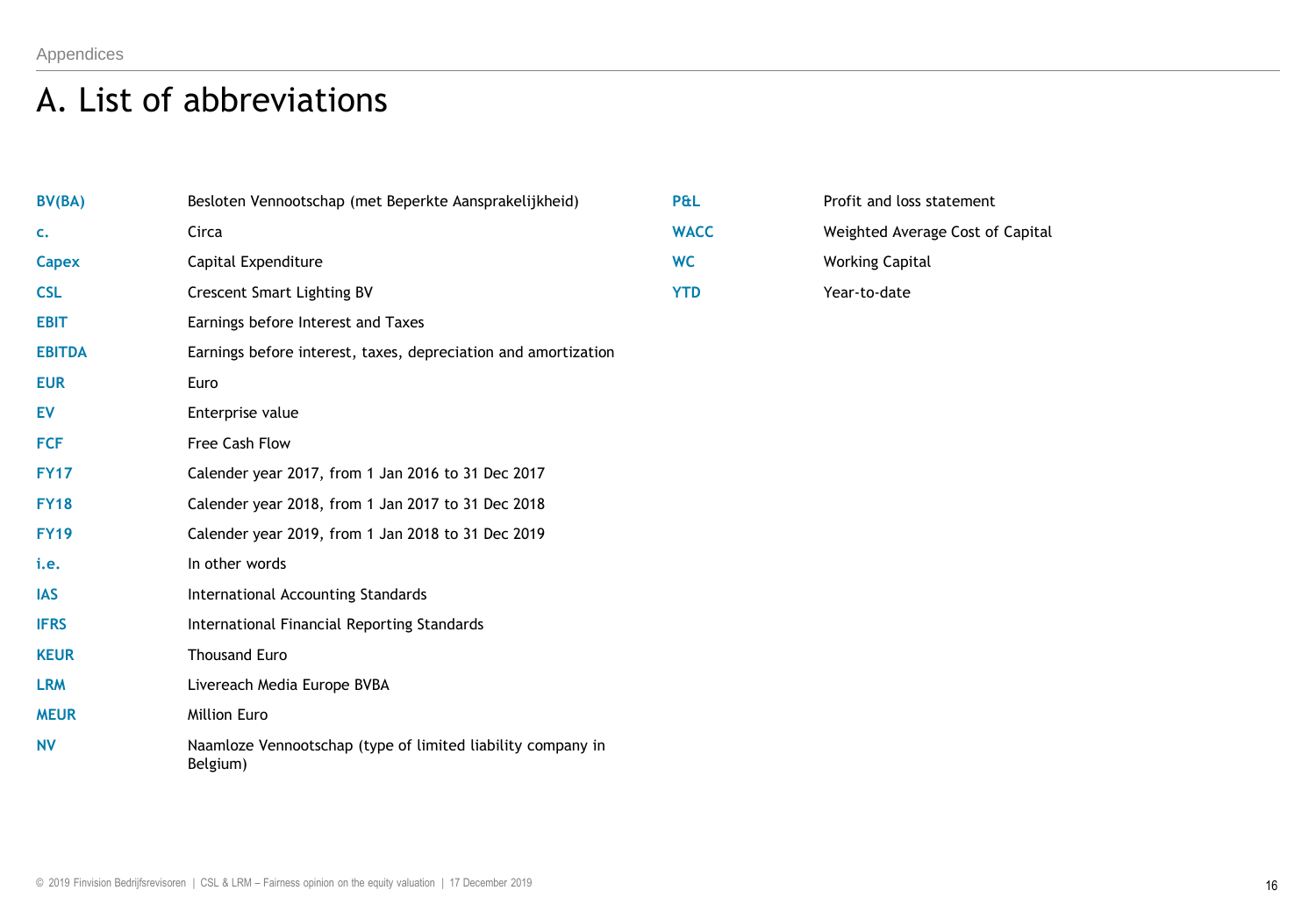# A. List of abbreviations

| | |
|---|---|
| **BV(BA)** | Besloten Vennootschap (met Beperkte Aansprakelijkheid) |
| **c.** | Circa |
| **Capex** | Capital Expenditure |
| **CSL** | Crescent Smart Lighting BV |
| **EBIT** | Earnings before Interest and Taxes |
| **EBITDA** | Earnings before interest, taxes, depreciation and amortization |
| **EUR** | Euro |
| **EV** | Enterprise value |
| **FCF** | Free Cash Flow |
| **FY17** | Calender year 2017, from 1 Jan 2016 to 31 Dec 2017 |
| **FY18** | Calender year 2018, from 1 Jan 2017 to 31 Dec 2018 |
| **FY19** | Calender year 2019, from 1 Jan 2018 to 31 Dec 2019 |
| **i.e.** | In other words |
| **IAS** | International Accounting Standards |
| **IFRS** | International Financial Reporting Standards |
| **KEUR** | Thousand Euro |
| **LRM** | Livereach Media Europe BVBA |
| **MEUR** | Million Euro |
| **NV** | Naamloze Vennootschap (type of limited liability company in Belgium) |
| **P&L** | Profit and loss statement |
| **WACC** | Weighted Average Cost of Capital |
| **WC** | Working Capital |
| **YTD** | Year-to-date |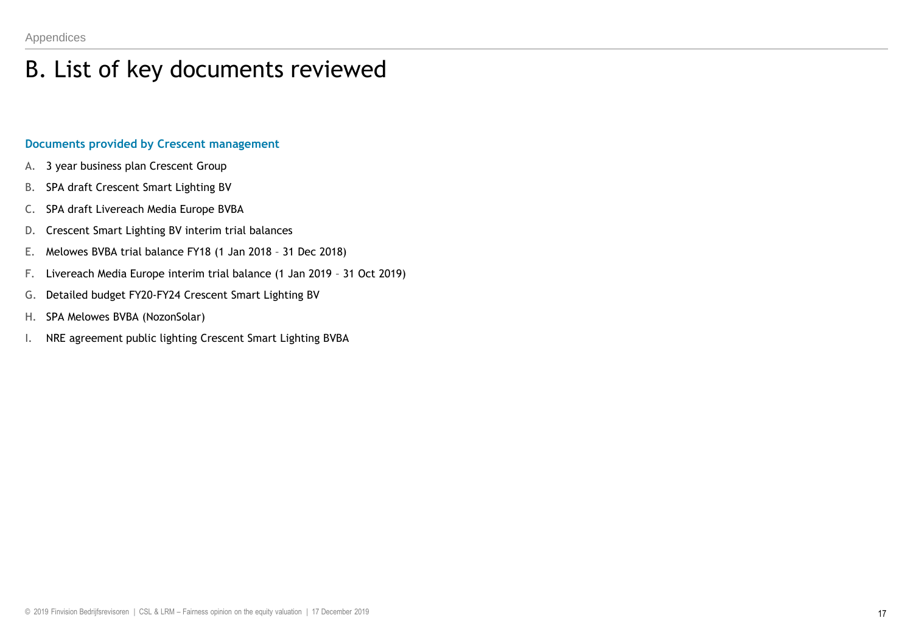# B. List of key documents reviewed

**Documents provided by Crescent management**

A. 3 year business plan Crescent Group

B. SPA draft Crescent Smart Lighting BV

C. SPA draft Livereach Media Europe BVBA

D. Crescent Smart Lighting BV interim trial balances

E. Melowes BVBA trial balance FY18 (1 Jan 2018 – 31 Dec 2018)

F. Livereach Media Europe interim trial balance (1 Jan 2019 – 31 Oct 2019)

G. Detailed budget FY20-FY24 Crescent Smart Lighting BV

H. SPA Melowes BVBA (NozonSolar)

I. NRE agreement public lighting Crescent Smart Lighting BVBA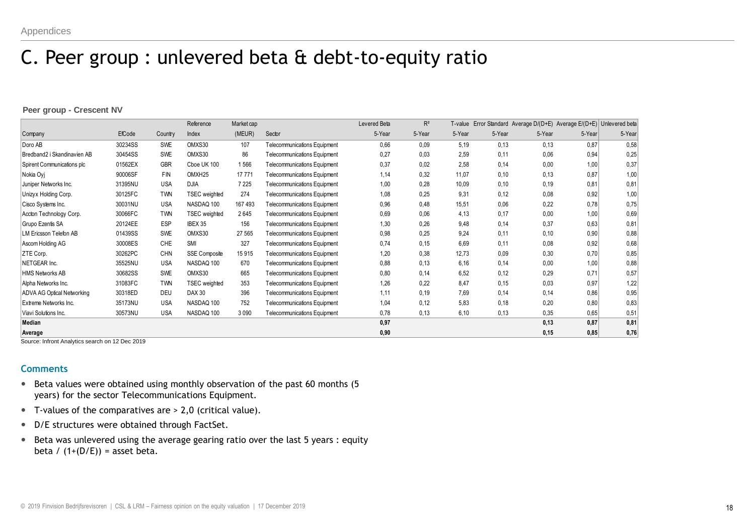Appendices

# C. Peer group : unlevered beta & debt-to-equity ratio

**Peer group - Crescent NV**

| Company | EfCode | Country | Reference Index | Market cap (MEUR) | Sector | Levered Beta 5-Year | $R^2$ 5-Year | T-value 5-Year | Error Standard 5-Year | Average D/(D+E) 5-Year | Average E/(D+E) 5-Year | Unlevered beta 5-Year |
|---|---|---|---|---|---|---|---|---|---|---|---|---|
| Doro AB | 30234SS | SWE | OMXS30 | 107 | Telecommunications Equipment | 0,66 | 0,09 | 5,19 | 0,13 | 0,13 | 0,87 | 0,58 |
| Bredband2 i Skandinavien AB | 30454SS | SWE | OMXS30 | 86 | Telecommunications Equipment | 0,27 | 0,03 | 2,59 | 0,11 | 0,06 | 0,94 | 0,25 |
| Spirent Communications plc | 01562EX | GBR | Cboe UK 100 | 1 566 | Telecommunications Equipment | 0,37 | 0,02 | 2,58 | 0,14 | 0,00 | 1,00 | 0,37 |
| Nokia Oyj | 90006SF | FIN | OMXH25 | 17 771 | Telecommunications Equipment | 1,14 | 0,32 | 11,07 | 0,10 | 0,13 | 0,87 | 1,00 |
| Juniper Networks Inc. | 31395NU | USA | DJIA | 7 225 | Telecommunications Equipment | 1,00 | 0,28 | 10,09 | 0,10 | 0,19 | 0,81 | 0,81 |
| Unizyx Holding Corp. | 30125FC | TWN | TSEC weighted | 274 | Telecommunications Equipment | 1,08 | 0,25 | 9,31 | 0,12 | 0,08 | 0,92 | 1,00 |
| Cisco Systems Inc. | 30031NU | USA | NASDAQ 100 | 167 493 | Telecommunications Equipment | 0,96 | 0,48 | 15,51 | 0,06 | 0,22 | 0,78 | 0,75 |
| Accton Technology Corp. | 30066FC | TWN | TSEC weighted | 2 645 | Telecommunications Equipment | 0,69 | 0,06 | 4,13 | 0,17 | 0,00 | 1,00 | 0,69 |
| Grupo Ezentis SA | 20124EE | ESP | IBEX 35 | 156 | Telecommunications Equipment | 1,30 | 0,26 | 9,48 | 0,14 | 0,37 | 0,63 | 0,81 |
| LM Ericsson Telefon AB | 01439SS | SWE | OMXS30 | 27 565 | Telecommunications Equipment | 0,98 | 0,25 | 9,24 | 0,11 | 0,10 | 0,90 | 0,88 |
| Ascom Holding AG | 30008ES | CHE | SMI | 327 | Telecommunications Equipment | 0,74 | 0,15 | 6,69 | 0,11 | 0,08 | 0,92 | 0,68 |
| ZTE Corp. | 30262PC | CHN | SSE Composite | 15 915 | Telecommunications Equipment | 1,20 | 0,38 | 12,73 | 0,09 | 0,30 | 0,70 | 0,85 |
| NETGEAR Inc. | 35525NU | USA | NASDAQ 100 | 670 | Telecommunications Equipment | 0,88 | 0,13 | 6,16 | 0,14 | 0,00 | 1,00 | 0,88 |
| HMS Networks AB | 30682SS | SWE | OMXS30 | 665 | Telecommunications Equipment | 0,80 | 0,14 | 6,52 | 0,12 | 0,29 | 0,71 | 0,57 |
| Alpha Networks Inc. | 31083FC | TWN | TSEC weighted | 353 | Telecommunications Equipment | 1,26 | 0,22 | 8,47 | 0,15 | 0,03 | 0,97 | 1,22 |
| ADVA AG Optical Networking | 30318ED | DEU | DAX 30 | 396 | Telecommunications Equipment | 1,11 | 0,19 | 7,69 | 0,14 | 0,14 | 0,86 | 0,95 |
| Extreme Networks Inc. | 35173NU | USA | NASDAQ 100 | 752 | Telecommunications Equipment | 1,04 | 0,12 | 5,83 | 0,18 | 0,20 | 0,80 | 0,83 |
| Viavi Solutions Inc. | 30573NU | USA | NASDAQ 100 | 3 090 | Telecommunications Equipment | 0,78 | 0,13 | 6,10 | 0,13 | 0,35 | 0,65 | 0,51 |
| **Median** | | | | | | **0,97** | | | | **0,13** | **0,87** | **0,81** |
| **Average** | | | | | | **0,90** | | | | **0,15** | **0,85** | **0,76** |

Source: Infront Analytics search on 12 Dec 2019

### Comments

- Beta values were obtained using monthly observation of the past 60 months (5 years) for the sector Telecommunications Equipment.
- T-values of the comparatives are > 2,0 (critical value).
- D/E structures were obtained through FactSet.
- Beta was unlevered using the average gearing ratio over the last 5 years : equity beta / (1+(D/E)) = asset beta.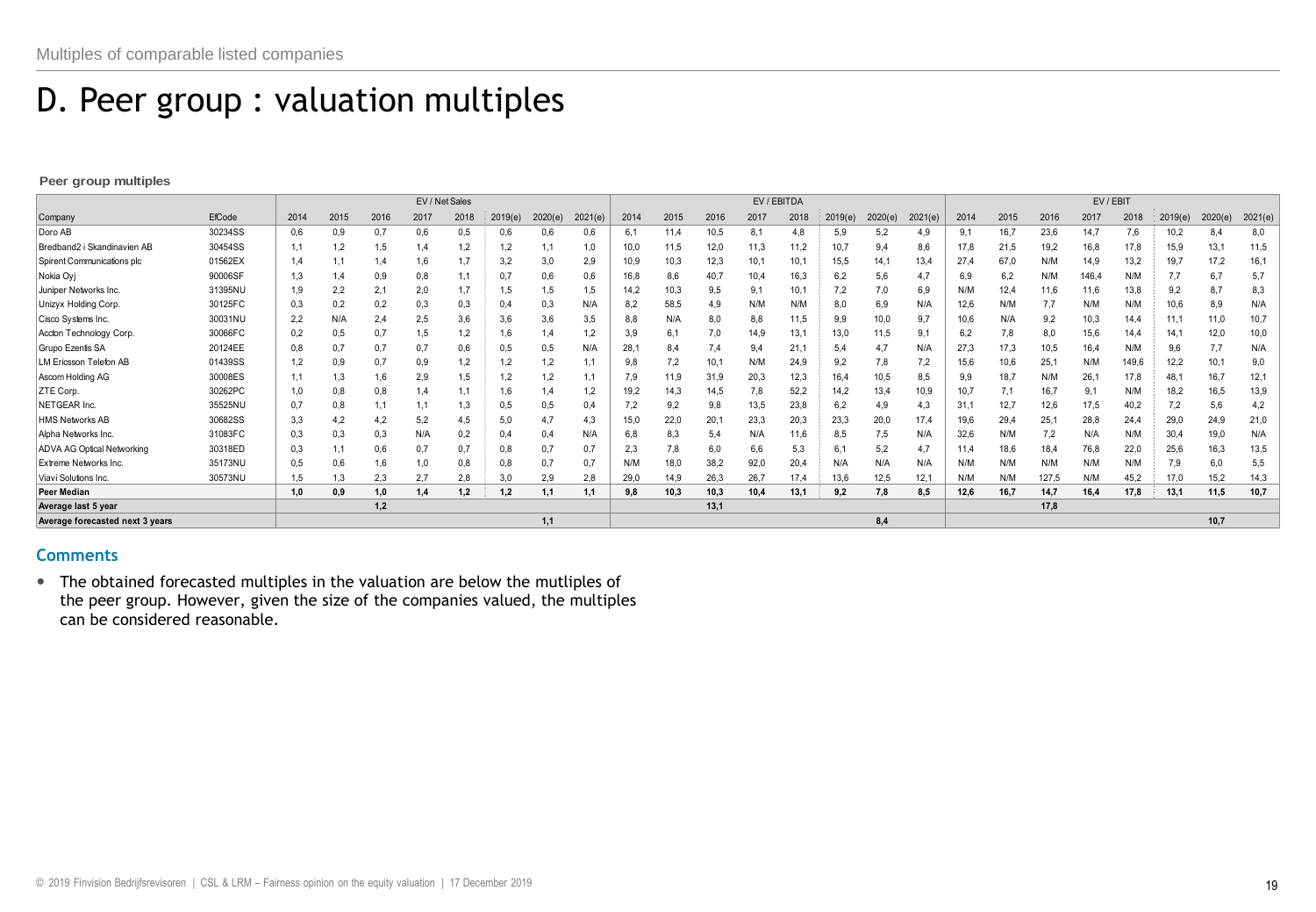Multiples of comparable listed companies

# D. Peer group : valuation multiples

**Peer group multiples**

| | | EV / Net Sales | | | | | | | | EV / EBITDA | | | | | | | | EV / EBIT | | | | | | | |
|---|---|---|---|---|---|---|---|---|---|---|---|---|---|---|---|---|---|---|---|---|---|---|---|---|---|
| Company | EfCode | 2014 | 2015 | 2016 | 2017 | 2018 | 2019(e) | 2020(e) | 2021(e) | 2014 | 2015 | 2016 | 2017 | 2018 | 2019(e) | 2020(e) | 2021(e) | 2014 | 2015 | 2016 | 2017 | 2018 | 2019(e) | 2020(e) | 2021(e) |
| Doro AB | 30234SS | 0,6 | 0,9 | 0,7 | 0,6 | 0,5 | 0,6 | 0,6 | 0,6 | 6,1 | 11,4 | 10,5 | 8,1 | 4,8 | 5,9 | 5,2 | 4,9 | 9,1 | 16,7 | 23,6 | 14,7 | 7,6 | 10,2 | 8,4 | 8,0 |
| Bredband2 i Skandinavien AB | 30454SS | 1,1 | 1,2 | 1,5 | 1,4 | 1,2 | 1,2 | 1,1 | 1,0 | 10,0 | 11,5 | 12,0 | 11,3 | 11,2 | 10,7 | 9,4 | 8,6 | 17,8 | 21,5 | 19,2 | 16,8 | 17,8 | 15,9 | 13,1 | 11,5 |
| Spirent Communications plc | 01562EX | 1,4 | 1,1 | 1,4 | 1,6 | 1,7 | 3,2 | 3,0 | 2,9 | 10,9 | 10,3 | 12,3 | 10,1 | 10,1 | 15,5 | 14,1 | 13,4 | 27,4 | 67,0 | N/M | 14,9 | 13,2 | 19,7 | 17,2 | 16,1 |
| Nokia Oyj | 90006SF | 1,3 | 1,4 | 0,9 | 0,8 | 1,1 | 0,7 | 0,6 | 0,6 | 16,8 | 8,6 | 40,7 | 10,4 | 16,3 | 6,2 | 5,6 | 4,7 | 6,9 | 6,2 | N/M | 146,4 | N/M | 7,7 | 6,7 | 5,7 |
| Juniper Networks Inc. | 31395NU | 1,9 | 2,2 | 2,1 | 2,0 | 1,7 | 1,5 | 1,5 | 1,5 | 14,2 | 10,3 | 9,5 | 9,1 | 10,1 | 7,2 | 7,0 | 6,9 | N/M | 12,4 | 11,6 | 11,6 | 13,8 | 9,2 | 8,7 | 8,3 |
| Unizyx Holding Corp. | 30125FC | 0,3 | 0,2 | 0,2 | 0,3 | 0,3 | 0,4 | 0,3 | N/A | 8,2 | 58,5 | 4,9 | N/M | N/M | 8,0 | 6,9 | N/A | 12,6 | N/M | 7,7 | N/M | N/M | 10,6 | 8,9 | N/A |
| Cisco Systems Inc. | 30031NU | 2,2 | N/A | 2,4 | 2,5 | 3,6 | 3,6 | 3,6 | 3,5 | 8,8 | N/A | 8,0 | 8,8 | 11,5 | 9,9 | 10,0 | 9,7 | 10,6 | N/A | 9,2 | 10,3 | 14,4 | 11,1 | 11,0 | 10,7 |
| Accton Technology Corp. | 30066FC | 0,2 | 0,5 | 0,7 | 1,5 | 1,2 | 1,6 | 1,4 | 1,2 | 3,9 | 6,1 | 7,0 | 14,9 | 13,1 | 13,0 | 11,5 | 9,1 | 6,2 | 7,8 | 8,0 | 15,6 | 14,4 | 14,1 | 12,0 | 10,0 |
| Grupo Ezentis SA | 20124EE | 0,8 | 0,7 | 0,7 | 0,7 | 0,6 | 0,5 | 0,5 | N/A | 28,1 | 8,4 | 7,4 | 9,4 | 21,1 | 5,4 | 4,7 | N/A | 27,3 | 17,3 | 10,5 | 16,4 | N/M | 9,6 | 7,7 | N/A |
| LM Ericsson Telefon AB | 01439SS | 1,2 | 0,9 | 0,7 | 0,9 | 1,2 | 1,2 | 1,2 | 1,1 | 9,8 | 7,2 | 10,1 | N/M | 24,9 | 9,2 | 7,8 | 7,2 | 15,6 | 10,6 | 25,1 | N/M | 149,6 | 12,2 | 10,1 | 9,0 |
| Ascom Holding AG | 30008ES | 1,1 | 1,3 | 1,6 | 2,9 | 1,5 | 1,2 | 1,2 | 1,1 | 7,9 | 11,9 | 31,9 | 20,3 | 12,3 | 16,4 | 10,5 | 8,5 | 9,9 | 18,7 | N/M | 26,1 | 17,8 | 48,1 | 16,7 | 12,1 |
| ZTE Corp. | 30262PC | 1,0 | 0,8 | 0,8 | 1,4 | 1,1 | 1,6 | 1,4 | 1,2 | 19,2 | 14,3 | 14,5 | 7,8 | 52,2 | 14,2 | 13,4 | 10,9 | 10,7 | 7,1 | 16,7 | 9,1 | N/M | 18,2 | 16,5 | 13,9 |
| NETGEAR Inc. | 35525NU | 0,7 | 0,8 | 1,1 | 1,1 | 1,3 | 0,5 | 0,5 | 0,4 | 7,2 | 9,2 | 9,8 | 13,5 | 23,8 | 6,2 | 4,9 | 4,3 | 31,1 | 12,7 | 12,6 | 17,5 | 40,2 | 7,2 | 5,6 | 4,2 |
| HMS Networks AB | 30682SS | 3,3 | 4,2 | 4,2 | 5,2 | 4,5 | 5,0 | 4,7 | 4,3 | 15,0 | 22,0 | 20,1 | 23,3 | 20,3 | 23,3 | 20,0 | 17,4 | 19,6 | 29,4 | 25,1 | 28,8 | 24,4 | 29,0 | 24,9 | 21,0 |
| Alpha Networks Inc. | 31083FC | 0,3 | 0,3 | 0,3 | N/A | 0,2 | 0,4 | 0,4 | N/A | 6,8 | 8,3 | 5,4 | N/A | 11,6 | 8,5 | 7,5 | N/A | 32,6 | N/M | 7,2 | N/A | N/M | 30,4 | 19,0 | N/A |
| ADVA AG Optical Networking | 30318ED | 0,3 | 1,1 | 0,6 | 0,7 | 0,7 | 0,8 | 0,7 | 0,7 | 2,3 | 7,8 | 6,0 | 6,6 | 5,3 | 6,1 | 5,2 | 4,7 | 11,4 | 18,6 | 18,4 | 76,8 | 22,0 | 25,6 | 16,3 | 13,5 |
| Extreme Networks Inc. | 35173NU | 0,5 | 0,6 | 1,6 | 1,0 | 0,8 | 0,8 | 0,7 | 0,7 | N/M | 18,0 | 38,2 | 92,0 | 20,4 | N/A | N/A | N/A | N/M | N/M | N/M | N/M | N/M | 7,9 | 6,0 | 5,5 |
| Viavi Solutions Inc. | 30573NU | 1,5 | 1,3 | 2,3 | 2,7 | 2,8 | 3,0 | 2,9 | 2,8 | 29,0 | 14,9 | 26,3 | 26,7 | 17,4 | 13,6 | 12,5 | 12,1 | N/M | N/M | 127,5 | N/M | 45,2 | 17,0 | 15,2 | 14,3 |
| **Peer Median** | | **1,0** | **0,9** | **1,0** | **1,4** | **1,2** | **1,2** | **1,1** | **1,1** | **9,8** | **10,3** | **10,3** | **10,4** | **13,1** | **9,2** | **7,8** | **8,5** | **12,6** | **16,7** | **14,7** | **16,4** | **17,8** | **13,1** | **11,5** | **10,7** |
| **Average last 5 year** | | | | **1,2** | | | | | | | | **13,1** | | | | | | | | **17,8** | | | | | |
| **Average forecasted next 3 years** | | | | | | | | **1,1** | | | | | | | | **8,4** | | | | | | | | **10,7** | |

## Comments

- The obtained forecasted multiples in the valuation are below the mutliples of the peer group. However, given the size of the companies valued, the multiples can be considered reasonable.